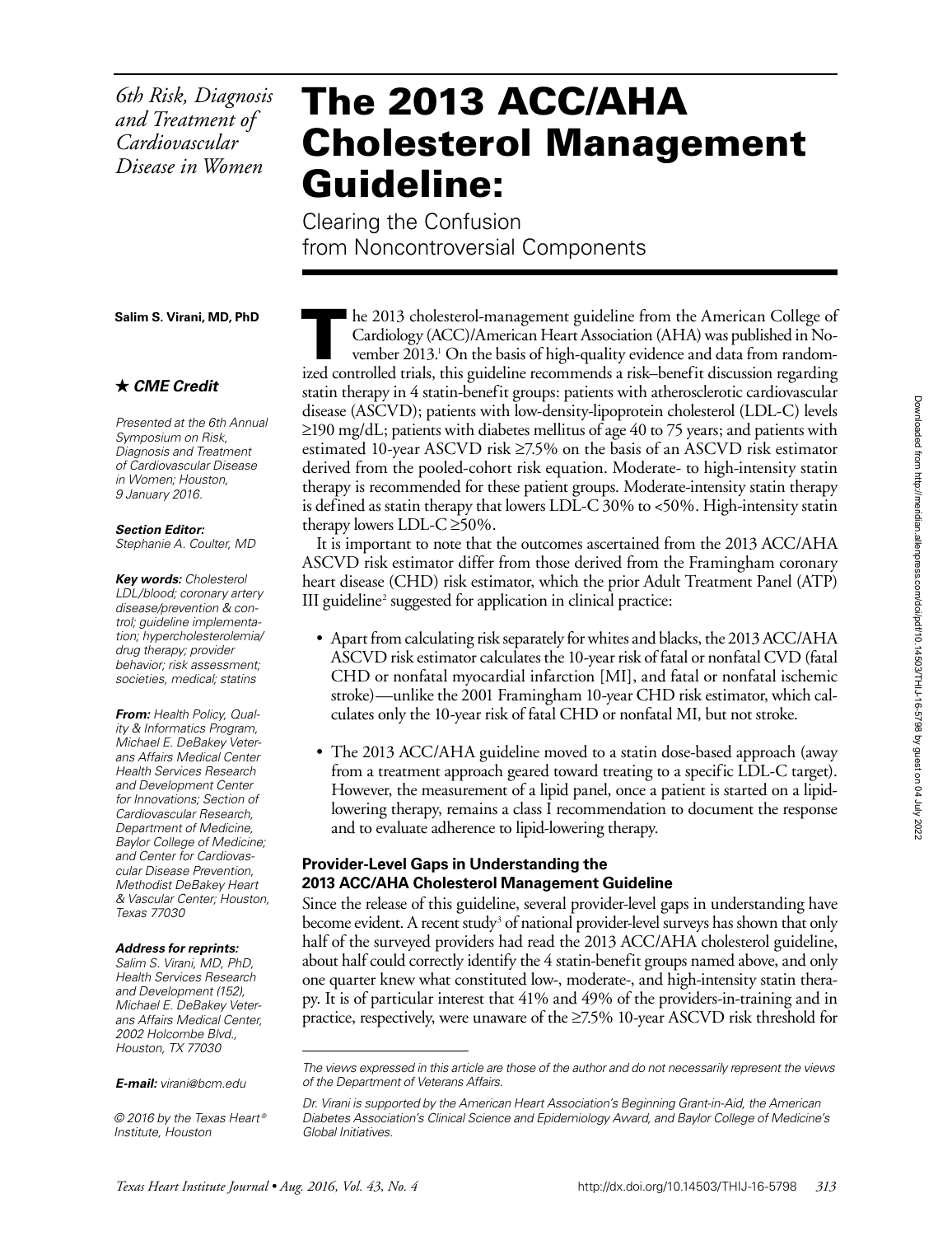*6th Risk, Diagnosis and Treatment of Cardiovascular Disease in Women*

# The 2013 ACC/AHA Cholesterol Management Guideline:

Clearing the Confusion from Noncontroversial Components

**Salim S. Virani, MD, PhD**

★ ***CME Credit***

*Presented at the 6th Annual Symposium on Risk, Diagnosis and Treatment of Cardiovascular Disease in Women; Houston, 9 January 2016.*

***Section Editor:*** *Stephanie A. Coulter, MD*

***Key words:*** *Cholesterol LDL/blood; coronary artery disease/prevention & control; guideline implementation; hypercholesterolemia/drug therapy; provider behavior; risk assessment; societies, medical; statins*

***From:*** *Health Policy, Quality & Informatics Program, Michael E. DeBakey Veterans Affairs Medical Center Health Services Research and Development Center for Innovations; Section of Cardiovascular Research, Department of Medicine, Baylor College of Medicine; and Center for Cardiovascular Disease Prevention, Methodist DeBakey Heart & Vascular Center; Houston, Texas 77030*

***Address for reprints:*** *Salim S. Virani, MD, PhD, Health Services Research and Development (152), Michael E. DeBakey Veterans Affairs Medical Center, 2002 Holcombe Blvd., Houston, TX 77030*

***E-mail:*** *virani@bcm.edu*

*© 2016 by the Texas Heart® Institute, Houston*

The 2013 cholesterol-management guideline from the American College of Cardiology (ACC)/American Heart Association (AHA) was published in November 2013.[1] On the basis of high-quality evidence and data from randomized controlled trials, this guideline recommends a risk–benefit discussion regarding statin therapy in 4 statin-benefit groups: patients with atherosclerotic cardiovascular disease (ASCVD); patients with low-density-lipoprotein cholesterol (LDL-C) levels ≥190 mg/dL; patients with diabetes mellitus of age 40 to 75 years; and patients with estimated 10-year ASCVD risk ≥7.5% on the basis of an ASCVD risk estimator derived from the pooled-cohort risk equation. Moderate- to high-intensity statin therapy is recommended for these patient groups. Moderate-intensity statin therapy is defined as statin therapy that lowers LDL-C 30% to <50%. High-intensity statin therapy lowers LDL-C ≥50%.

It is important to note that the outcomes ascertained from the 2013 ACC/AHA ASCVD risk estimator differ from those derived from the Framingham coronary heart disease (CHD) risk estimator, which the prior Adult Treatment Panel (ATP) III guideline[2] suggested for application in clinical practice:

- Apart from calculating risk separately for whites and blacks, the 2013 ACC/AHA ASCVD risk estimator calculates the 10-year risk of fatal or nonfatal CVD (fatal CHD or nonfatal myocardial infarction [MI], and fatal or nonfatal ischemic stroke)—unlike the 2001 Framingham 10-year CHD risk estimator, which calculates only the 10-year risk of fatal CHD or nonfatal MI, but not stroke.
- The 2013 ACC/AHA guideline moved to a statin dose-based approach (away from a treatment approach geared toward treating to a specific LDL-C target). However, the measurement of a lipid panel, once a patient is started on a lipid-lowering therapy, remains a class I recommendation to document the response and to evaluate adherence to lipid-lowering therapy.

### Provider-Level Gaps in Understanding the 2013 ACC/AHA Cholesterol Management Guideline

Since the release of this guideline, several provider-level gaps in understanding have become evident. A recent study[3] of national provider-level surveys has shown that only half of the surveyed providers had read the 2013 ACC/AHA cholesterol guideline, about half could correctly identify the 4 statin-benefit groups named above, and only one quarter knew what constituted low-, moderate-, and high-intensity statin therapy. It is of particular interest that 41% and 49% of the providers-in-training and in practice, respectively, were unaware of the ≥7.5% 10-year ASCVD risk threshold for

*The views expressed in this article are those of the author and do not necessarily represent the views of the Department of Veterans Affairs.*

*Dr. Virani is supported by the American Heart Association's Beginning Grant-in-Aid, the American Diabetes Association's Clinical Science and Epidemiology Award, and Baylor College of Medicine's Global Initiatives.*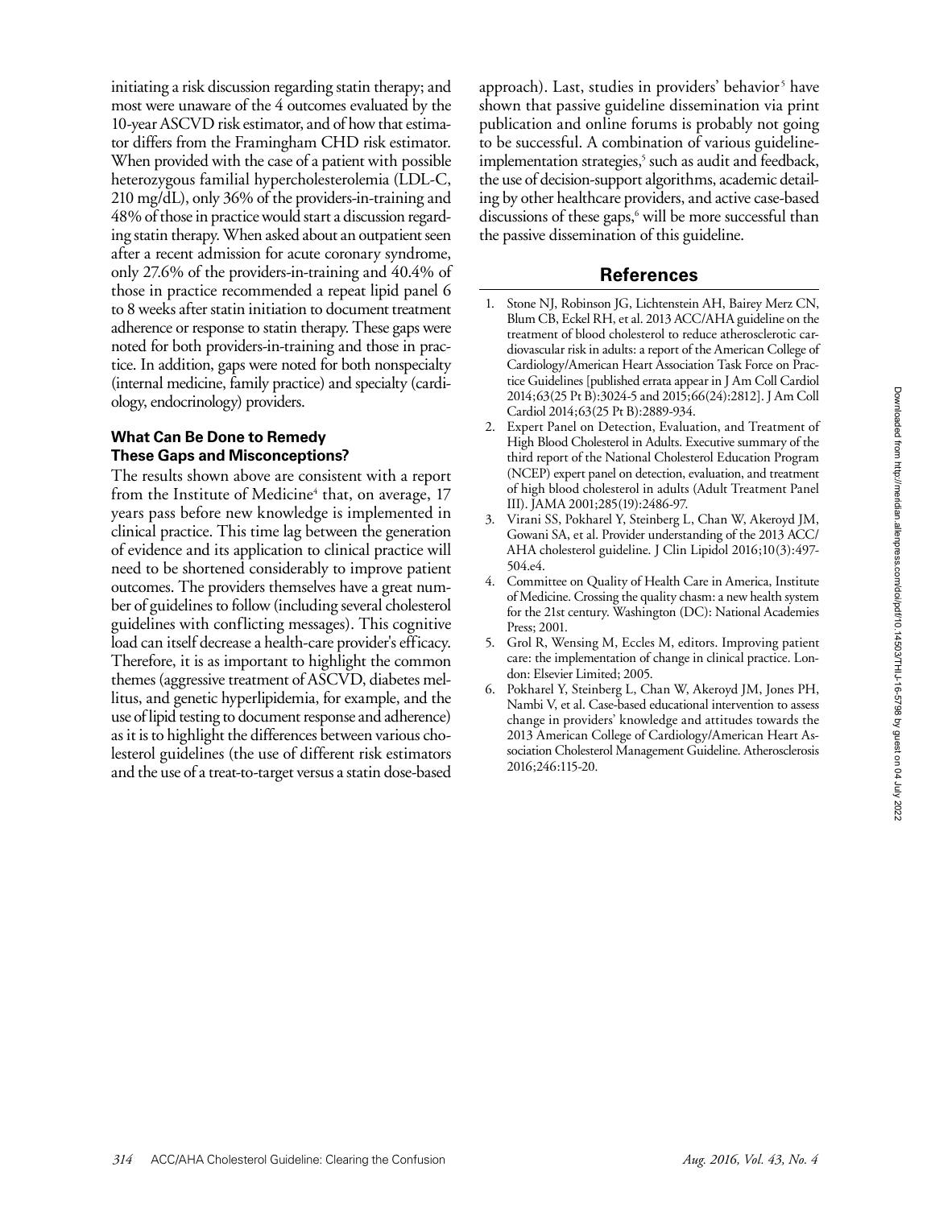initiating a risk discussion regarding statin therapy; and most were unaware of the 4 outcomes evaluated by the 10-year ASCVD risk estimator, and of how that estimator differs from the Framingham CHD risk estimator. When provided with the case of a patient with possible heterozygous familial hypercholesterolemia (LDL-C, 210 mg/dL), only 36% of the providers-in-training and 48% of those in practice would start a discussion regarding statin therapy. When asked about an outpatient seen after a recent admission for acute coronary syndrome, only 27.6% of the providers-in-training and 40.4% of those in practice recommended a repeat lipid panel 6 to 8 weeks after statin initiation to document treatment adherence or response to statin therapy. These gaps were noted for both providers-in-training and those in practice. In addition, gaps were noted for both nonspecialty (internal medicine, family practice) and specialty (cardiology, endocrinology) providers.

### What Can Be Done to Remedy These Gaps and Misconceptions?

The results shown above are consistent with a report from the Institute of Medicine[4] that, on average, 17 years pass before new knowledge is implemented in clinical practice. This time lag between the generation of evidence and its application to clinical practice will need to be shortened considerably to improve patient outcomes. The providers themselves have a great number of guidelines to follow (including several cholesterol guidelines with conflicting messages). This cognitive load can itself decrease a health-care provider's efficacy. Therefore, it is as important to highlight the common themes (aggressive treatment of ASCVD, diabetes mellitus, and genetic hyperlipidemia, for example, and the use of lipid testing to document response and adherence) as it is to highlight the differences between various cholesterol guidelines (the use of different risk estimators and the use of a treat-to-target versus a statin dose-based approach). Last, studies in providers' behavior[5] have shown that passive guideline dissemination via print publication and online forums is probably not going to be successful. A combination of various guideline-implementation strategies,[5] such as audit and feedback, the use of decision-support algorithms, academic detailing by other healthcare providers, and active case-based discussions of these gaps,[6] will be more successful than the passive dissemination of this guideline.

## References

1. Stone NJ, Robinson JG, Lichtenstein AH, Bairey Merz CN, Blum CB, Eckel RH, et al. 2013 ACC/AHA guideline on the treatment of blood cholesterol to reduce atherosclerotic cardiovascular risk in adults: a report of the American College of Cardiology/American Heart Association Task Force on Practice Guidelines [published errata appear in J Am Coll Cardiol 2014;63(25 Pt B):3024-5 and 2015;66(24):2812]. J Am Coll Cardiol 2014;63(25 Pt B):2889-934.
2. Expert Panel on Detection, Evaluation, and Treatment of High Blood Cholesterol in Adults. Executive summary of the third report of the National Cholesterol Education Program (NCEP) expert panel on detection, evaluation, and treatment of high blood cholesterol in adults (Adult Treatment Panel III). JAMA 2001;285(19):2486-97.
3. Virani SS, Pokharel Y, Steinberg L, Chan W, Akeroyd JM, Gowani SA, et al. Provider understanding of the 2013 ACC/AHA cholesterol guideline. J Clin Lipidol 2016;10(3):497-504.e4.
4. Committee on Quality of Health Care in America, Institute of Medicine. Crossing the quality chasm: a new health system for the 21st century. Washington (DC): National Academies Press; 2001.
5. Grol R, Wensing M, Eccles M, editors. Improving patient care: the implementation of change in clinical practice. London: Elsevier Limited; 2005.
6. Pokharel Y, Steinberg L, Chan W, Akeroyd JM, Jones PH, Nambi V, et al. Case-based educational intervention to assess change in providers' knowledge and attitudes towards the 2013 American College of Cardiology/American Heart Association Cholesterol Management Guideline. Atherosclerosis 2016;246:115-20.